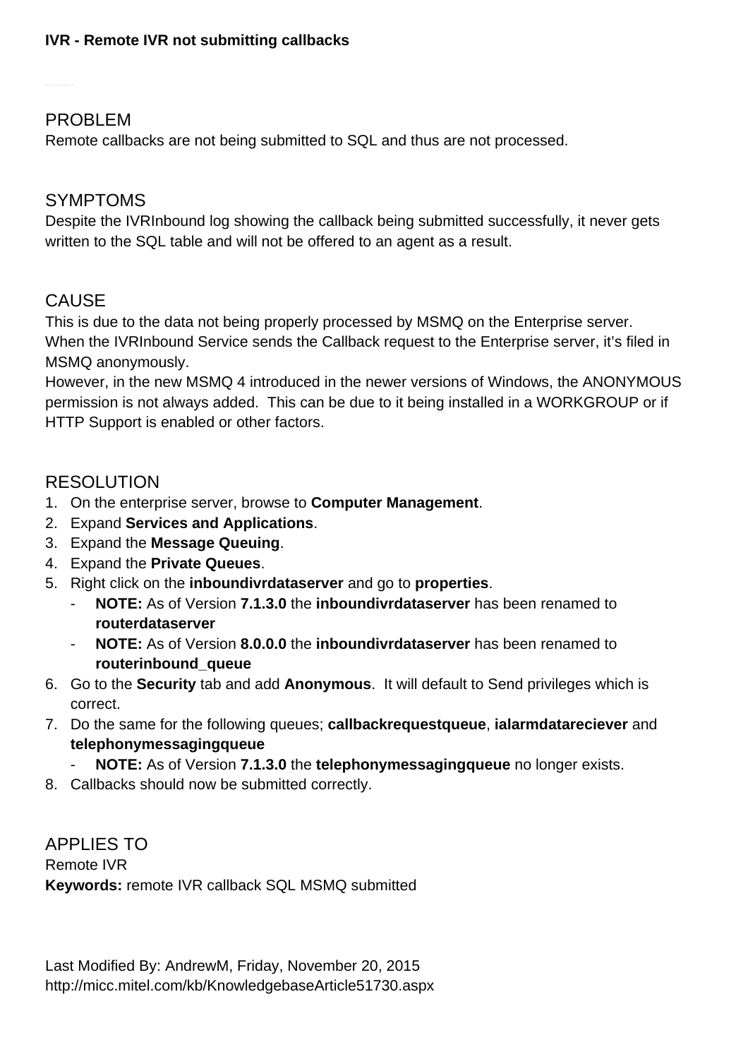**IVR - Remote IVR not submitting callbacks**

## PROBLEM

Remote callbacks are not being submitted to SQL and thus are not processed.

## SYMPTOMS

Despite the IVRInbound log showing the callback being submitted successfully, it never gets written to the SQL table and will not be offered to an agent as a result.

## CAUSE

This is due to the data not being properly processed by MSMQ on the Enterprise server.
When the IVRInbound Service sends the Callback request to the Enterprise server, it's filed in MSMQ anonymously.
However, in the new MSMQ 4 introduced in the newer versions of Windows, the ANONYMOUS permission is not always added. This can be due to it being installed in a WORKGROUP or if HTTP Support is enabled or other factors.

## RESOLUTION

1. On the enterprise server, browse to **Computer Management**.
2. Expand **Services and Applications**.
3. Expand the **Message Queuing**.
4. Expand the **Private Queues**.
5. Right click on the **inboundivrdataserver** and go to **properties**.
   - **NOTE:** As of Version **7.1.3.0** the **inboundivrdataserver** has been renamed to **routerdataserver**
   - **NOTE:** As of Version **8.0.0.0** the **inboundivrdataserver** has been renamed to **routerinbound_queue**
6. Go to the **Security** tab and add **Anonymous**. It will default to Send privileges which is correct.
7. Do the same for the following queues; **callbackrequestqueue**, **ialarmdatareciever** and **telephonymessagingqueue**
   - **NOTE:** As of Version **7.1.3.0** the **telephonymessagingqueue** no longer exists.
8. Callbacks should now be submitted correctly.

## APPLIES TO

Remote IVR
**Keywords:** remote IVR callback SQL MSMQ submitted

Last Modified By: AndrewM, Friday, November 20, 2015
http://micc.mitel.com/kb/KnowledgebaseArticle51730.aspx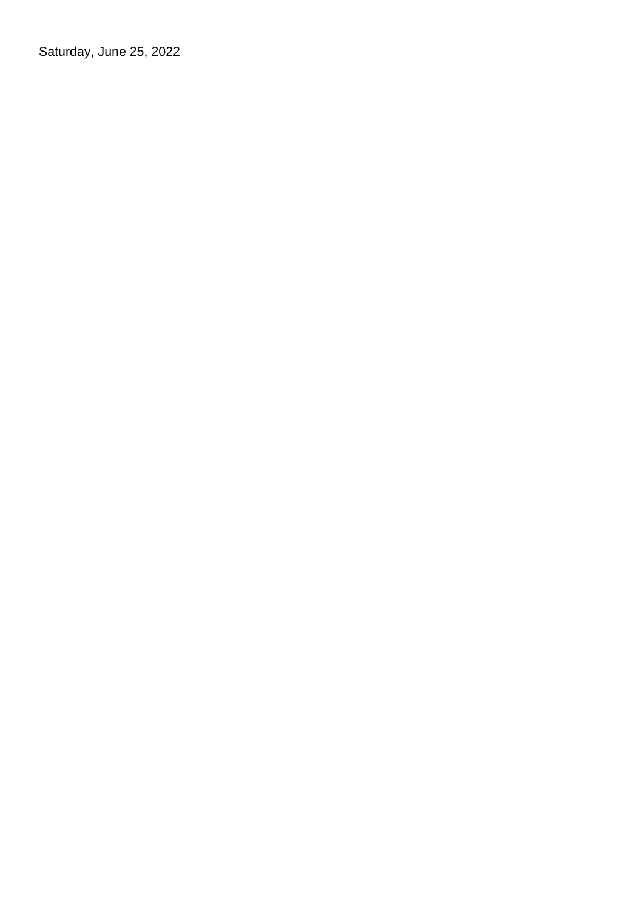Saturday, June 25, 2022